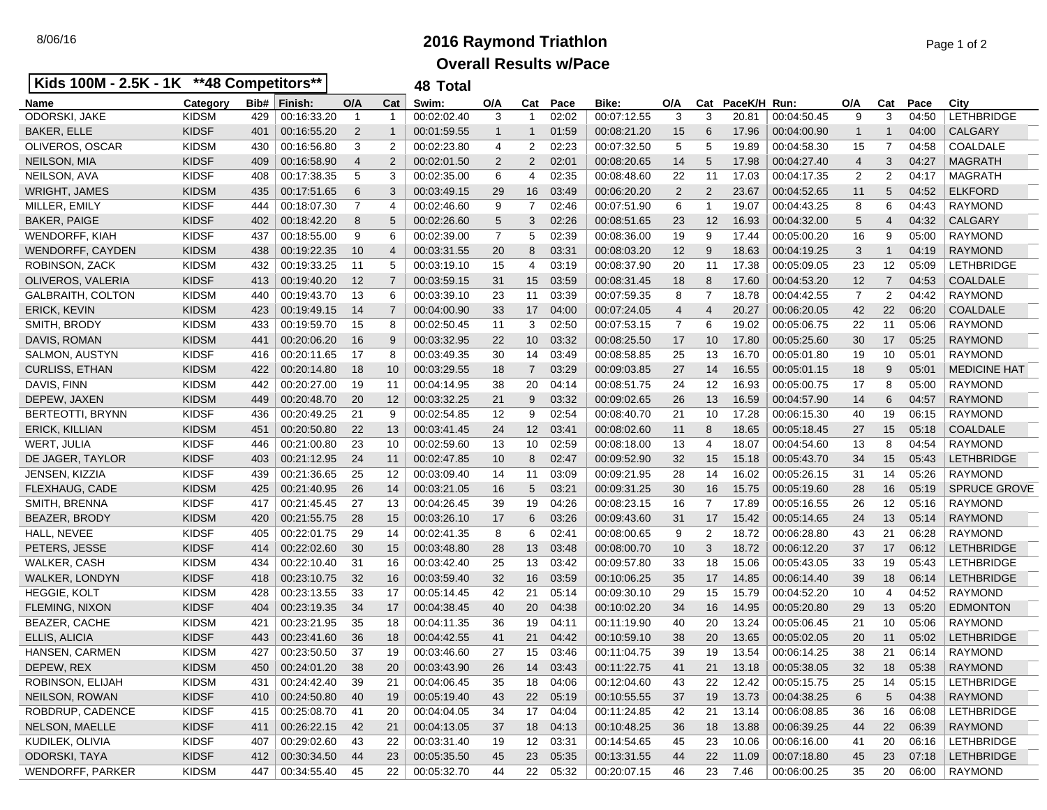8/06/16

# 2016 Raymond Triathlon

## Overall Results w/Pace

**Kids 100M - 2.5K - 1K \*\*48 Competitors\*\***

**48 Total**

| Name | Category | Bib# | Finish: | O/A | Cat | Swim: | O/A | Cat | Pace | Bike: | O/A | Cat | PaceK/H | Run: | O/A | Cat | Pace | City |
|---|---|---|---|---|---|---|---|---|---|---|---|---|---|---|---|---|---|---|
| ODORSKI, JAKE | KIDSM | 429 | 00:16:33.20 | 1 | 1 | 00:02:02.40 | 3 | 1 | 02:02 | 00:07:12.55 | 3 | 3 | 20.81 | 00:04:50.45 | 9 | 3 | 04:50 | LETHBRIDGE |
| BAKER, ELLE | KIDSF | 401 | 00:16:55.20 | 2 | 1 | 00:01:59.55 | 1 | 1 | 01:59 | 00:08:21.20 | 15 | 6 | 17.96 | 00:04:00.90 | 1 | 1 | 04:00 | CALGARY |
| OLIVEROS, OSCAR | KIDSM | 430 | 00:16:56.80 | 3 | 2 | 00:02:23.80 | 4 | 2 | 02:23 | 00:07:32.50 | 5 | 5 | 19.89 | 00:04:58.30 | 15 | 7 | 04:58 | COALDALE |
| NEILSON, MIA | KIDSF | 409 | 00:16:58.90 | 4 | 2 | 00:02:01.50 | 2 | 2 | 02:01 | 00:08:20.65 | 14 | 5 | 17.98 | 00:04:27.40 | 4 | 3 | 04:27 | MAGRATH |
| NEILSON, AVA | KIDSF | 408 | 00:17:38.35 | 5 | 3 | 00:02:35.00 | 6 | 4 | 02:35 | 00:08:48.60 | 22 | 11 | 17.03 | 00:04:17.35 | 2 | 2 | 04:17 | MAGRATH |
| WRIGHT, JAMES | KIDSM | 435 | 00:17:51.65 | 6 | 3 | 00:03:49.15 | 29 | 16 | 03:49 | 00:06:20.20 | 2 | 2 | 23.67 | 00:04:52.65 | 11 | 5 | 04:52 | ELKFORD |
| MILLER, EMILY | KIDSF | 444 | 00:18:07.30 | 7 | 4 | 00:02:46.60 | 9 | 7 | 02:46 | 00:07:51.90 | 6 | 1 | 19.07 | 00:04:43.25 | 8 | 6 | 04:43 | RAYMOND |
| BAKER, PAIGE | KIDSF | 402 | 00:18:42.20 | 8 | 5 | 00:02:26.60 | 5 | 3 | 02:26 | 00:08:51.65 | 23 | 12 | 16.93 | 00:04:32.00 | 5 | 4 | 04:32 | CALGARY |
| WENDORFF, KIAH | KIDSF | 437 | 00:18:55.00 | 9 | 6 | 00:02:39.00 | 7 | 5 | 02:39 | 00:08:36.00 | 19 | 9 | 17.44 | 00:05:00.20 | 16 | 9 | 05:00 | RAYMOND |
| WENDORFF, CAYDEN | KIDSM | 438 | 00:19:22.35 | 10 | 4 | 00:03:31.55 | 20 | 8 | 03:31 | 00:08:03.20 | 12 | 9 | 18.63 | 00:04:19.25 | 3 | 1 | 04:19 | RAYMOND |
| ROBINSON, ZACK | KIDSM | 432 | 00:19:33.25 | 11 | 5 | 00:03:19.10 | 15 | 4 | 03:19 | 00:08:37.90 | 20 | 11 | 17.38 | 00:05:09.05 | 23 | 12 | 05:09 | LETHBRIDGE |
| OLIVEROS, VALERIA | KIDSF | 413 | 00:19:40.20 | 12 | 7 | 00:03:59.15 | 31 | 15 | 03:59 | 00:08:31.45 | 18 | 8 | 17.60 | 00:04:53.20 | 12 | 7 | 04:53 | COALDALE |
| GALBRAITH, COLTON | KIDSM | 440 | 00:19:43.70 | 13 | 6 | 00:03:39.10 | 23 | 11 | 03:39 | 00:07:59.35 | 8 | 7 | 18.78 | 00:04:42.55 | 7 | 2 | 04:42 | RAYMOND |
| ERICK, KEVIN | KIDSM | 423 | 00:19:49.15 | 14 | 7 | 00:04:00.90 | 33 | 17 | 04:00 | 00:07:24.05 | 4 | 4 | 20.27 | 00:06:20.05 | 42 | 22 | 06:20 | COALDALE |
| SMITH, BRODY | KIDSM | 433 | 00:19:59.70 | 15 | 8 | 00:02:50.45 | 11 | 3 | 02:50 | 00:07:53.15 | 7 | 6 | 19.02 | 00:05:06.75 | 22 | 11 | 05:06 | RAYMOND |
| DAVIS, ROMAN | KIDSM | 441 | 00:20:06.20 | 16 | 9 | 00:03:32.95 | 22 | 10 | 03:32 | 00:08:25.50 | 17 | 10 | 17.80 | 00:05:25.60 | 30 | 17 | 05:25 | RAYMOND |
| SALMON, AUSTYN | KIDSF | 416 | 00:20:11.65 | 17 | 8 | 00:03:49.35 | 30 | 14 | 03:49 | 00:08:58.85 | 25 | 13 | 16.70 | 00:05:01.80 | 19 | 10 | 05:01 | RAYMOND |
| CURLISS, ETHAN | KIDSM | 422 | 00:20:14.80 | 18 | 10 | 00:03:29.55 | 18 | 7 | 03:29 | 00:09:03.85 | 27 | 14 | 16.55 | 00:05:01.15 | 18 | 9 | 05:01 | MEDICINE HAT |
| DAVIS, FINN | KIDSM | 442 | 00:20:27.00 | 19 | 11 | 00:04:14.95 | 38 | 20 | 04:14 | 00:08:51.75 | 24 | 12 | 16.93 | 00:05:00.75 | 17 | 8 | 05:00 | RAYMOND |
| DEPEW, JAXEN | KIDSM | 449 | 00:20:48.70 | 20 | 12 | 00:03:32.25 | 21 | 9 | 03:32 | 00:09:02.65 | 26 | 13 | 16.59 | 00:04:57.90 | 14 | 6 | 04:57 | RAYMOND |
| BERTEOTTI, BRYNN | KIDSF | 436 | 00:20:49.25 | 21 | 9 | 00:02:54.85 | 12 | 9 | 02:54 | 00:08:40.70 | 21 | 10 | 17.28 | 00:06:15.30 | 40 | 19 | 06:15 | RAYMOND |
| ERICK, KILLIAN | KIDSM | 451 | 00:20:50.80 | 22 | 13 | 00:03:41.45 | 24 | 12 | 03:41 | 00:08:02.60 | 11 | 8 | 18.65 | 00:05:18.45 | 27 | 15 | 05:18 | COALDALE |
| WERT, JULIA | KIDSF | 446 | 00:21:00.80 | 23 | 10 | 00:02:59.60 | 13 | 10 | 02:59 | 00:08:18.00 | 13 | 4 | 18.07 | 00:04:54.60 | 13 | 8 | 04:54 | RAYMOND |
| DE JAGER, TAYLOR | KIDSF | 403 | 00:21:12.95 | 24 | 11 | 00:02:47.85 | 10 | 8 | 02:47 | 00:09:52.90 | 32 | 15 | 15.18 | 00:05:43.70 | 34 | 15 | 05:43 | LETHBRIDGE |
| JENSEN, KIZZIA | KIDSF | 439 | 00:21:36.65 | 25 | 12 | 00:03:09.40 | 14 | 11 | 03:09 | 00:09:21.95 | 28 | 14 | 16.02 | 00:05:26.15 | 31 | 14 | 05:26 | RAYMOND |
| FLEXHAUG, CADE | KIDSM | 425 | 00:21:40.95 | 26 | 14 | 00:03:21.05 | 16 | 5 | 03:21 | 00:09:31.25 | 30 | 16 | 15.75 | 00:05:19.60 | 28 | 16 | 05:19 | SPRUCE GROVE |
| SMITH, BRENNA | KIDSF | 417 | 00:21:45.45 | 27 | 13 | 00:04:26.45 | 39 | 19 | 04:26 | 00:08:23.15 | 16 | 7 | 17.89 | 00:05:16.55 | 26 | 12 | 05:16 | RAYMOND |
| BEAZER, BRODY | KIDSM | 420 | 00:21:55.75 | 28 | 15 | 00:03:26.10 | 17 | 6 | 03:26 | 00:09:43.60 | 31 | 17 | 15.42 | 00:05:14.65 | 24 | 13 | 05:14 | RAYMOND |
| HALL, NEVEE | KIDSF | 405 | 00:22:01.75 | 29 | 14 | 00:02:41.35 | 8 | 6 | 02:41 | 00:08:00.65 | 9 | 2 | 18.72 | 00:06:28.80 | 43 | 21 | 06:28 | RAYMOND |
| PETERS, JESSE | KIDSF | 414 | 00:22:02.60 | 30 | 15 | 00:03:48.80 | 28 | 13 | 03:48 | 00:08:00.70 | 10 | 3 | 18.72 | 00:06:12.20 | 37 | 17 | 06:12 | LETHBRIDGE |
| WALKER, CASH | KIDSM | 434 | 00:22:10.40 | 31 | 16 | 00:03:42.40 | 25 | 13 | 03:42 | 00:09:57.80 | 33 | 18 | 15.06 | 00:05:43.05 | 33 | 19 | 05:43 | LETHBRIDGE |
| WALKER, LONDYN | KIDSF | 418 | 00:23:10.75 | 32 | 16 | 00:03:59.40 | 32 | 16 | 03:59 | 00:10:06.25 | 35 | 17 | 14.85 | 00:06:14.40 | 39 | 18 | 06:14 | LETHBRIDGE |
| HEGGIE, KOLT | KIDSM | 428 | 00:23:13.55 | 33 | 17 | 00:05:14.45 | 42 | 21 | 05:14 | 00:09:30.10 | 29 | 15 | 15.79 | 00:04:52.20 | 10 | 4 | 04:52 | RAYMOND |
| FLEMING, NIXON | KIDSF | 404 | 00:23:19.35 | 34 | 17 | 00:04:38.45 | 40 | 20 | 04:38 | 00:10:02.20 | 34 | 16 | 14.95 | 00:05:20.80 | 29 | 13 | 05:20 | EDMONTON |
| BEAZER, CACHE | KIDSM | 421 | 00:23:21.95 | 35 | 18 | 00:04:11.35 | 36 | 19 | 04:11 | 00:11:19.90 | 40 | 20 | 13.24 | 00:05:06.45 | 21 | 10 | 05:06 | RAYMOND |
| ELLIS, ALICIA | KIDSF | 443 | 00:23:41.60 | 36 | 18 | 00:04:42.55 | 41 | 21 | 04:42 | 00:10:59.10 | 38 | 20 | 13.65 | 00:05:02.05 | 20 | 11 | 05:02 | LETHBRIDGE |
| HANSEN, CARMEN | KIDSM | 427 | 00:23:50.50 | 37 | 19 | 00:03:46.60 | 27 | 15 | 03:46 | 00:11:04.75 | 39 | 19 | 13.54 | 00:06:14.25 | 38 | 21 | 06:14 | RAYMOND |
| DEPEW, REX | KIDSM | 450 | 00:24:01.20 | 38 | 20 | 00:03:43.90 | 26 | 14 | 03:43 | 00:11:22.75 | 41 | 21 | 13.18 | 00:05:38.05 | 32 | 18 | 05:38 | RAYMOND |
| ROBINSON, ELIJAH | KIDSM | 431 | 00:24:42.40 | 39 | 21 | 00:04:06.45 | 35 | 18 | 04:06 | 00:12:04.60 | 43 | 22 | 12.42 | 00:05:15.75 | 25 | 14 | 05:15 | LETHBRIDGE |
| NEILSON, ROWAN | KIDSF | 410 | 00:24:50.80 | 40 | 19 | 00:05:19.40 | 43 | 22 | 05:19 | 00:10:55.55 | 37 | 19 | 13.73 | 00:04:38.25 | 6 | 5 | 04:38 | RAYMOND |
| ROBDRUP, CADENCE | KIDSF | 415 | 00:25:08.70 | 41 | 20 | 00:04:04.05 | 34 | 17 | 04:04 | 00:11:24.85 | 42 | 21 | 13.14 | 00:06:08.85 | 36 | 16 | 06:08 | LETHBRIDGE |
| NELSON, MAELLE | KIDSF | 411 | 00:26:22.15 | 42 | 21 | 00:04:13.05 | 37 | 18 | 04:13 | 00:10:48.25 | 36 | 18 | 13.88 | 00:06:39.25 | 44 | 22 | 06:39 | RAYMOND |
| KUDILEK, OLIVIA | KIDSF | 407 | 00:29:02.60 | 43 | 22 | 00:03:31.40 | 19 | 12 | 03:31 | 00:14:54.65 | 45 | 23 | 10.06 | 00:06:16.00 | 41 | 20 | 06:16 | LETHBRIDGE |
| ODORSKI, TAYA | KIDSF | 412 | 00:30:34.50 | 44 | 23 | 00:05:35.50 | 45 | 23 | 05:35 | 00:13:31.55 | 44 | 22 | 11.09 | 00:07:18.80 | 45 | 23 | 07:18 | LETHBRIDGE |
| WENDORFF, PARKER | KIDSM | 447 | 00:34:55.40 | 45 | 22 | 00:05:32.70 | 44 | 22 | 05:32 | 00:20:07.15 | 46 | 23 | 7.46 | 00:06:00.25 | 35 | 20 | 06:00 | RAYMOND |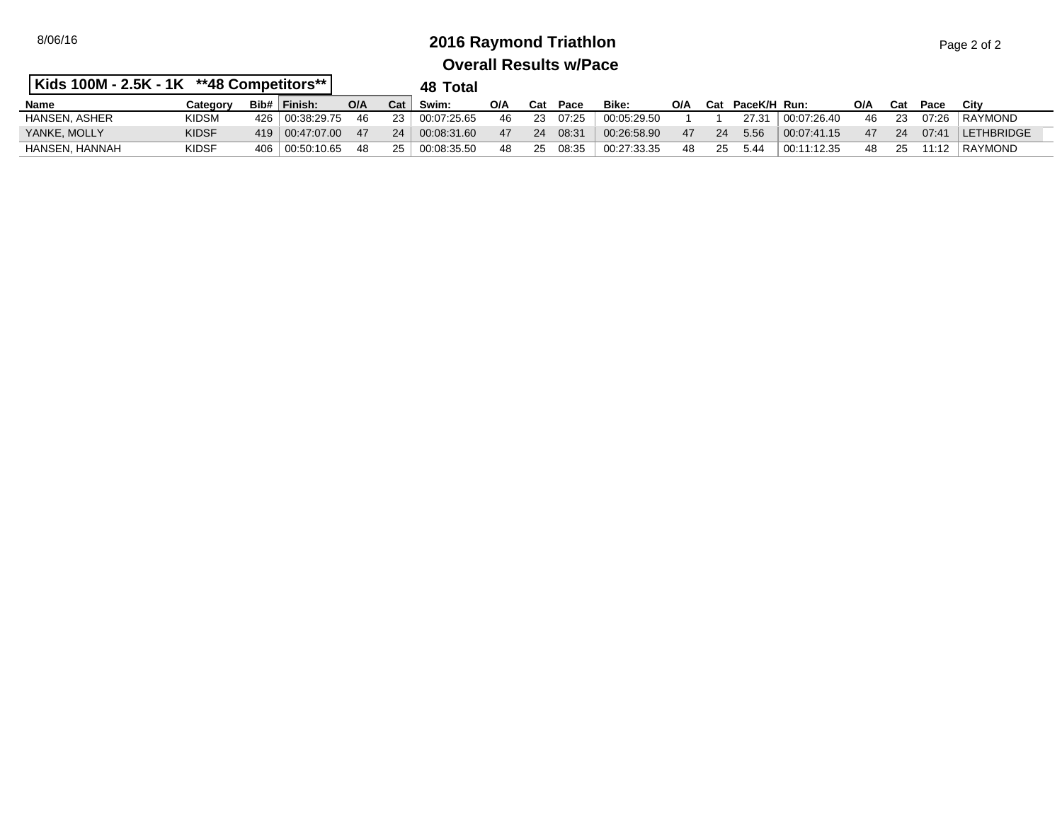# 2016 Raymond Triathlon

## Overall Results w/Pace

**Kids 100M - 2.5K - 1K **48 Competitors****

**48 Total**

| Name | Category | Bib# | Finish: | O/A | Cat | Swim: | O/A | Cat | Pace | Bike: | O/A | Cat | PaceK/H | Run: | O/A | Cat | Pace | City |
|---|---|---|---|---|---|---|---|---|---|---|---|---|---|---|---|---|---|---|
| HANSEN, ASHER | KIDSM | 426 | 00:38:29.75 | 46 | 23 | 00:07:25.65 | 46 | 23 | 07:25 | 00:05:29.50 | 1 | 1 | 27.31 | 00:07:26.40 | 46 | 23 | 07:26 | RAYMOND |
| YANKE, MOLLY | KIDSF | 419 | 00:47:07.00 | 47 | 24 | 00:08:31.60 | 47 | 24 | 08:31 | 00:26:58.90 | 47 | 24 | 5.56 | 00:07:41.15 | 47 | 24 | 07:41 | LETHBRIDGE |
| HANSEN, HANNAH | KIDSF | 406 | 00:50:10.65 | 48 | 25 | 00:08:35.50 | 48 | 25 | 08:35 | 00:27:33.35 | 48 | 25 | 5.44 | 00:11:12.35 | 48 | 25 | 11:12 | RAYMOND |